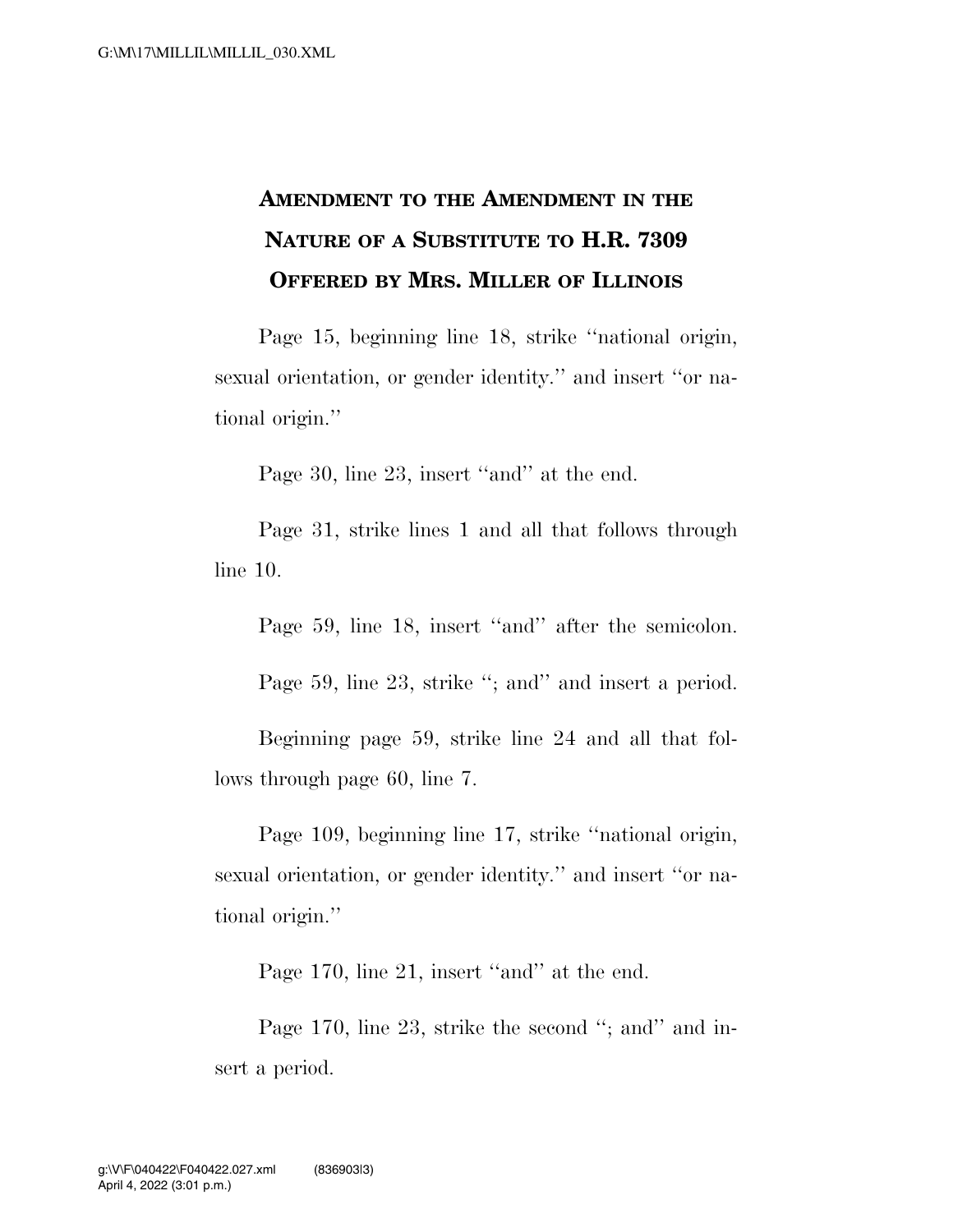# AMENDMENT TO THE AMENDMENT IN THE NATURE OF A SUBSTITUTE TO H.R. 7309 OFFERED BY MRS. MILLER OF ILLINOIS

Page 15, beginning line 18, strike ''national origin, sexual orientation, or gender identity.'' and insert ''or national origin.''

Page 30, line 23, insert ''and'' at the end.

Page 31, strike lines 1 and all that follows through line 10.

Page 59, line 18, insert ''and'' after the semicolon.

Page 59, line 23, strike ''; and'' and insert a period.

Beginning page 59, strike line 24 and all that follows through page 60, line 7.

Page 109, beginning line 17, strike ''national origin, sexual orientation, or gender identity.'' and insert ''or national origin.''

Page 170, line 21, insert ''and'' at the end.

Page 170, line 23, strike the second ''; and'' and insert a period.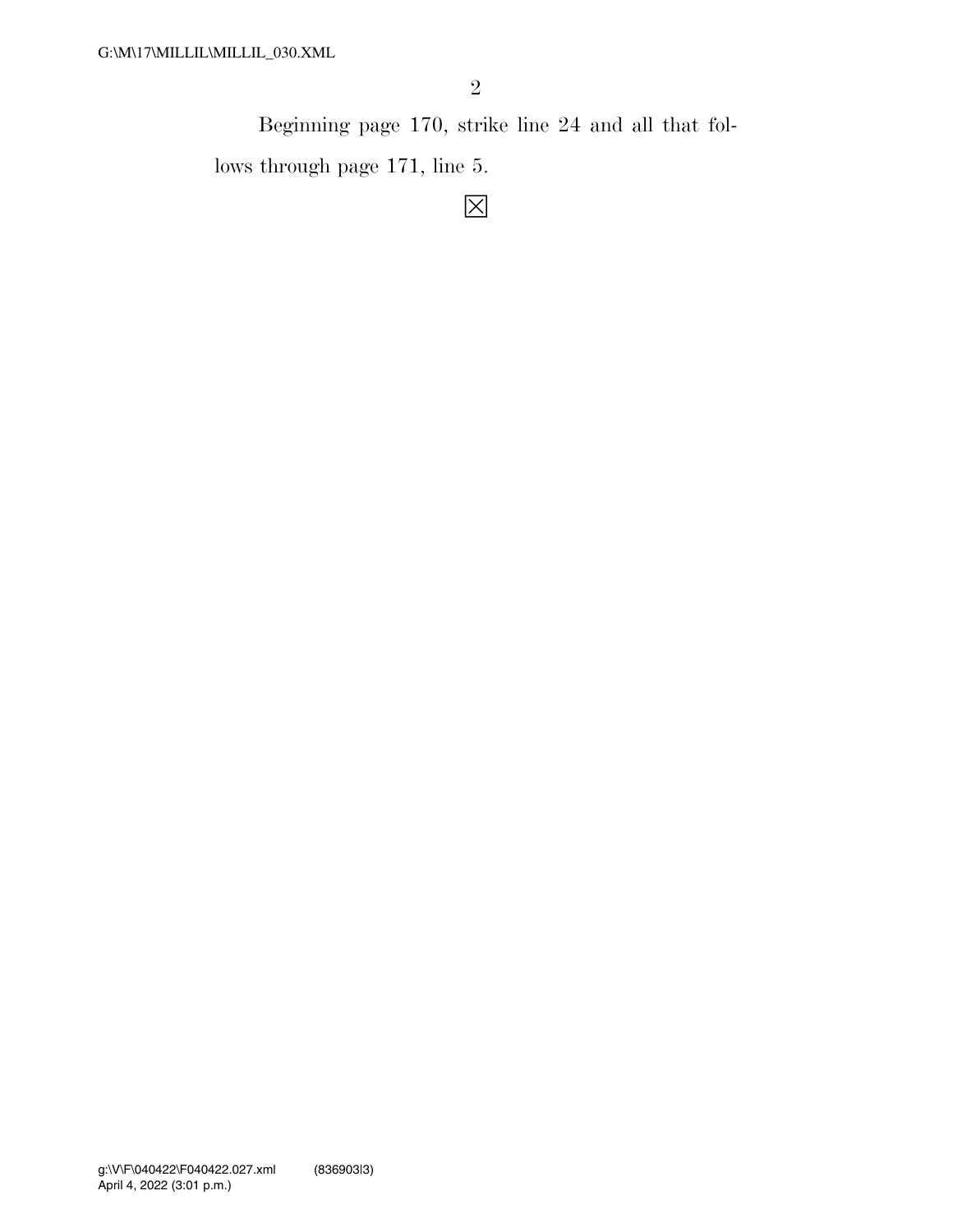Beginning page 170, strike line 24 and all that follows through page 171, line 5.

☒